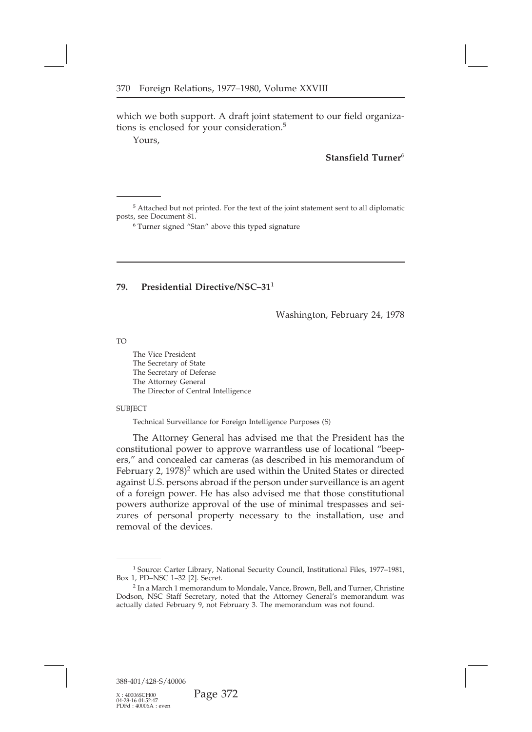which we both support. A draft joint statement to our field organizations is enclosed for your consideration.[5]

Yours,

**Stansfield Turner**[6]

[5] Attached but not printed. For the text of the joint statement sent to all diplomatic posts, see Document 81.

[6] Turner signed "Stan" above this typed signature

---

## 79. Presidential Directive/NSC–31[1]

Washington, February 24, 1978

TO

The Vice President
The Secretary of State
The Secretary of Defense
The Attorney General
The Director of Central Intelligence

SUBJECT

Technical Surveillance for Foreign Intelligence Purposes (S)

The Attorney General has advised me that the President has the constitutional power to approve warrantless use of locational "beepers," and concealed car cameras (as described in his memorandum of February 2, 1978)[2] which are used within the United States or directed against U.S. persons abroad if the person under surveillance is an agent of a foreign power. He has also advised me that those constitutional powers authorize approval of the use of minimal trespasses and seizures of personal property necessary to the installation, use and removal of the devices.

[1] Source: Carter Library, National Security Council, Institutional Files, 1977–1981, Box 1, PD–NSC 1–32 [2]. Secret.

[2] In a March 1 memorandum to Mondale, Vance, Brown, Bell, and Turner, Christine Dodson, NSC Staff Secretary, noted that the Attorney General's memorandum was actually dated February 9, not February 3. The memorandum was not found.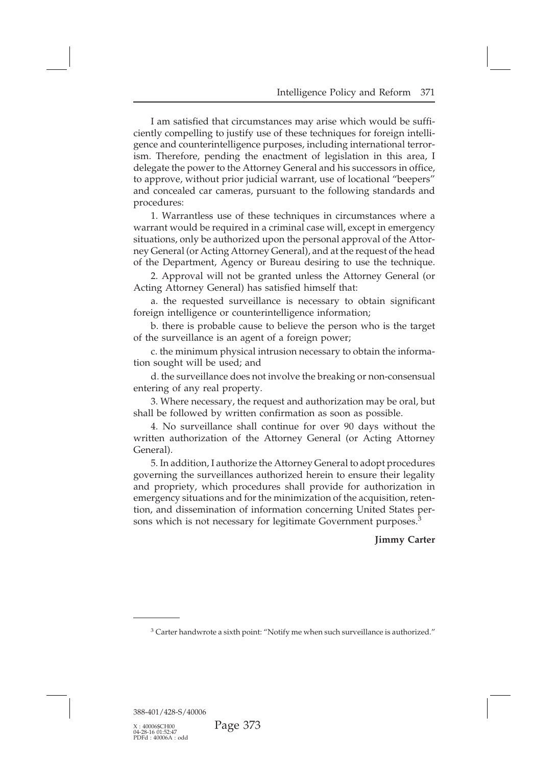I am satisfied that circumstances may arise which would be sufficiently compelling to justify use of these techniques for foreign intelligence and counterintelligence purposes, including international terrorism. Therefore, pending the enactment of legislation in this area, I delegate the power to the Attorney General and his successors in office, to approve, without prior judicial warrant, use of locational "beepers" and concealed car cameras, pursuant to the following standards and procedures:

1. Warrantless use of these techniques in circumstances where a warrant would be required in a criminal case will, except in emergency situations, only be authorized upon the personal approval of the Attorney General (or Acting Attorney General), and at the request of the head of the Department, Agency or Bureau desiring to use the technique.

2. Approval will not be granted unless the Attorney General (or Acting Attorney General) has satisfied himself that:

a. the requested surveillance is necessary to obtain significant foreign intelligence or counterintelligence information;

b. there is probable cause to believe the person who is the target of the surveillance is an agent of a foreign power;

c. the minimum physical intrusion necessary to obtain the information sought will be used; and

d. the surveillance does not involve the breaking or non-consensual entering of any real property.

3. Where necessary, the request and authorization may be oral, but shall be followed by written confirmation as soon as possible.

4. No surveillance shall continue for over 90 days without the written authorization of the Attorney General (or Acting Attorney General).

5. In addition, I authorize the Attorney General to adopt procedures governing the surveillances authorized herein to ensure their legality and propriety, which procedures shall provide for authorization in emergency situations and for the minimization of the acquisition, retention, and dissemination of information concerning United States persons which is not necessary for legitimate Government purposes.[3]

**Jimmy Carter**

[3] Carter handwrote a sixth point: "Notify me when such surveillance is authorized."